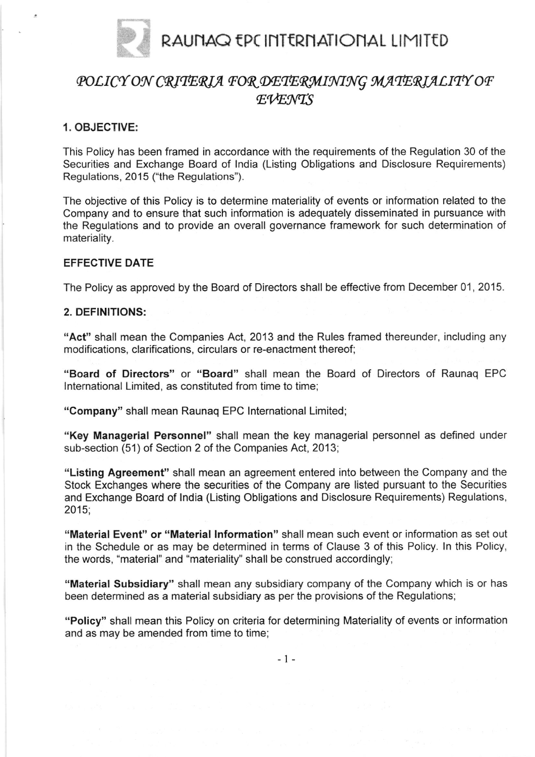# RAUNAQ EPC INTERNATIONAL LIMITED

## POLICY ON CRITERIA FOR DETERMINING MATERIALITY OF EVENTS

### 1. OBJECTIVE:

This Policy has been framed in accordance with the requirements of the Regulation 30 of the Securities and Exchange Board of India (Listing Obligations and Disclosure Requirements) Regulations, 2015 ("the Regulations").

The objective of this Policy is to determine materiality of events or information related to the Company and to ensure that such information is adequately disseminated in pursuance with the Regulations and to provide an overall governance framework for such determination of materiality.

### EFFECTIVE DATE

The Policy as approved by the Board of Directors shall be effective from December 01, 2015.

### 2. DEFINITIONS:

**"Act"** shall mean the Companies Act, 2013 and the Rules framed thereunder, including any modifications, clarifications, circulars or re-enactment thereof;

**"Board of Directors"** or **"Board"** shall mean the Board of Directors of Raunaq EPC International Limited, as constituted from time to time;

**"Company"** shall mean Raunaq EPC International Limited;

**"Key Managerial Personnel"** shall mean the key managerial personnel as defined under sub-section (51) of Section 2 of the Companies Act, 2013;

**"Listing Agreement"** shall mean an agreement entered into between the Company and the Stock Exchanges where the securities of the Company are listed pursuant to the Securities and Exchange Board of India (Listing Obligations and Disclosure Requirements) Regulations, 2015;

**"Material Event" or "Material Information"** shall mean such event or information as set out in the Schedule or as may be determined in terms of Clause 3 of this Policy. In this Policy, the words, "material" and "materiality" shall be construed accordingly;

**"Material Subsidiary"** shall mean any subsidiary company of the Company which is or has been determined as a material subsidiary as per the provisions of the Regulations;

**"Policy"** shall mean this Policy on criteria for determining Materiality of events or information and as may be amended from time to time;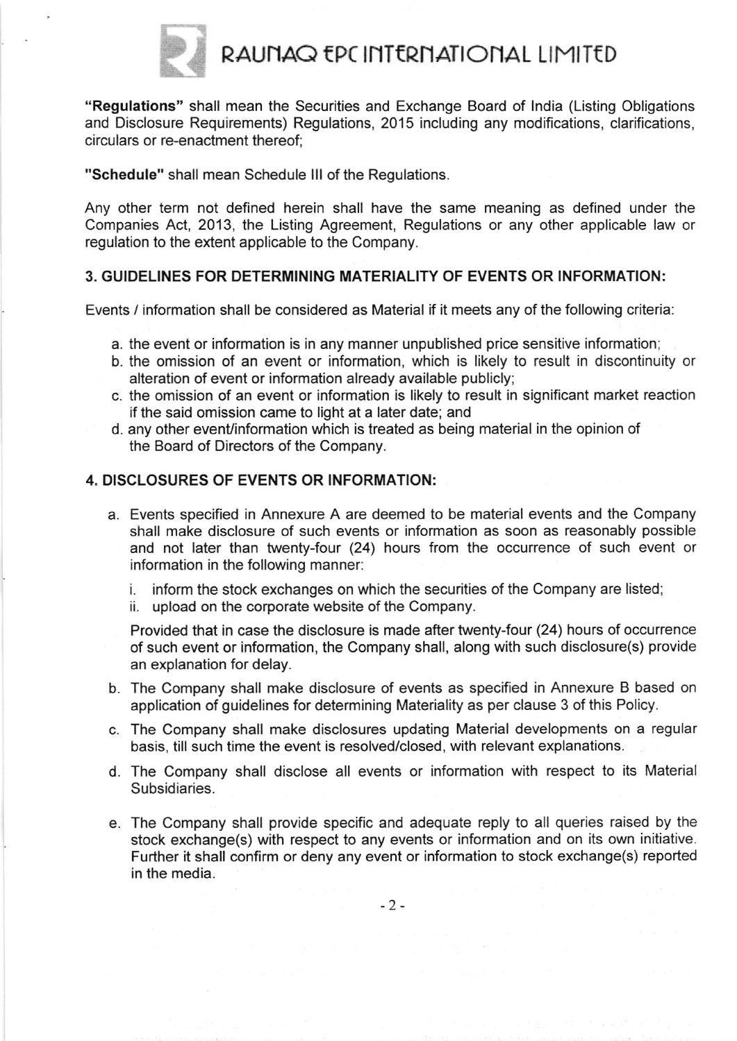"**Regulations**" shall mean the Securities and Exchange Board of India (Listing Obligations and Disclosure Requirements) Regulations, 2015 including any modifications, clarifications, circulars or re-enactment thereof;

"**Schedule**" shall mean Schedule III of the Regulations.

Any other term not defined herein shall have the same meaning as defined under the Companies Act, 2013, the Listing Agreement, Regulations or any other applicable law or regulation to the extent applicable to the Company.

## 3. GUIDELINES FOR DETERMINING MATERIALITY OF EVENTS OR INFORMATION:

Events / information shall be considered as Material if it meets any of the following criteria:

a. the event or information is in any manner unpublished price sensitive information;
b. the omission of an event or information, which is likely to result in discontinuity or alteration of event or information already available publicly;
c. the omission of an event or information is likely to result in significant market reaction if the said omission came to light at a later date; and
d. any other event/information which is treated as being material in the opinion of the Board of Directors of the Company.

## 4. DISCLOSURES OF EVENTS OR INFORMATION:

a. Events specified in Annexure A are deemed to be material events and the Company shall make disclosure of such events or information as soon as reasonably possible and not later than twenty-four (24) hours from the occurrence of such event or information in the following manner:

   i. inform the stock exchanges on which the securities of the Company are listed;
   ii. upload on the corporate website of the Company.

   Provided that in case the disclosure is made after twenty-four (24) hours of occurrence of such event or information, the Company shall, along with such disclosure(s) provide an explanation for delay.

b. The Company shall make disclosure of events as specified in Annexure B based on application of guidelines for determining Materiality as per clause 3 of this Policy.

c. The Company shall make disclosures updating Material developments on a regular basis, till such time the event is resolved/closed, with relevant explanations.

d. The Company shall disclose all events or information with respect to its Material Subsidiaries.

e. The Company shall provide specific and adequate reply to all queries raised by the stock exchange(s) with respect to any events or information and on its own initiative. Further it shall confirm or deny any event or information to stock exchange(s) reported in the media.